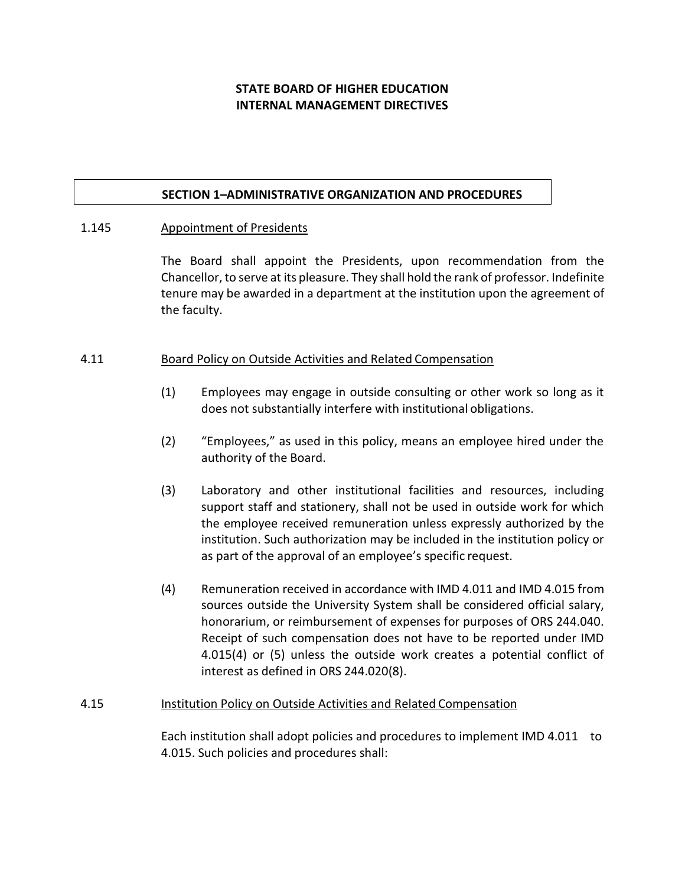# STATE BOARD OF HIGHER EDUCATION
# INTERNAL MANAGEMENT DIRECTIVES

## SECTION 1–ADMINISTRATIVE ORGANIZATION AND PROCEDURES

### 1.145 Appointment of Presidents

The Board shall appoint the Presidents, upon recommendation from the Chancellor, to serve at its pleasure. They shall hold the rank of professor. Indefinite tenure may be awarded in a department at the institution upon the agreement of the faculty.

### 4.11 Board Policy on Outside Activities and Related Compensation

(1) Employees may engage in outside consulting or other work so long as it does not substantially interfere with institutional obligations.

(2) "Employees," as used in this policy, means an employee hired under the authority of the Board.

(3) Laboratory and other institutional facilities and resources, including support staff and stationery, shall not be used in outside work for which the employee received remuneration unless expressly authorized by the institution. Such authorization may be included in the institution policy or as part of the approval of an employee's specific request.

(4) Remuneration received in accordance with IMD 4.011 and IMD 4.015 from sources outside the University System shall be considered official salary, honorarium, or reimbursement of expenses for purposes of ORS 244.040. Receipt of such compensation does not have to be reported under IMD 4.015(4) or (5) unless the outside work creates a potential conflict of interest as defined in ORS 244.020(8).

### 4.15 Institution Policy on Outside Activities and Related Compensation

Each institution shall adopt policies and procedures to implement IMD 4.011 to 4.015. Such policies and procedures shall: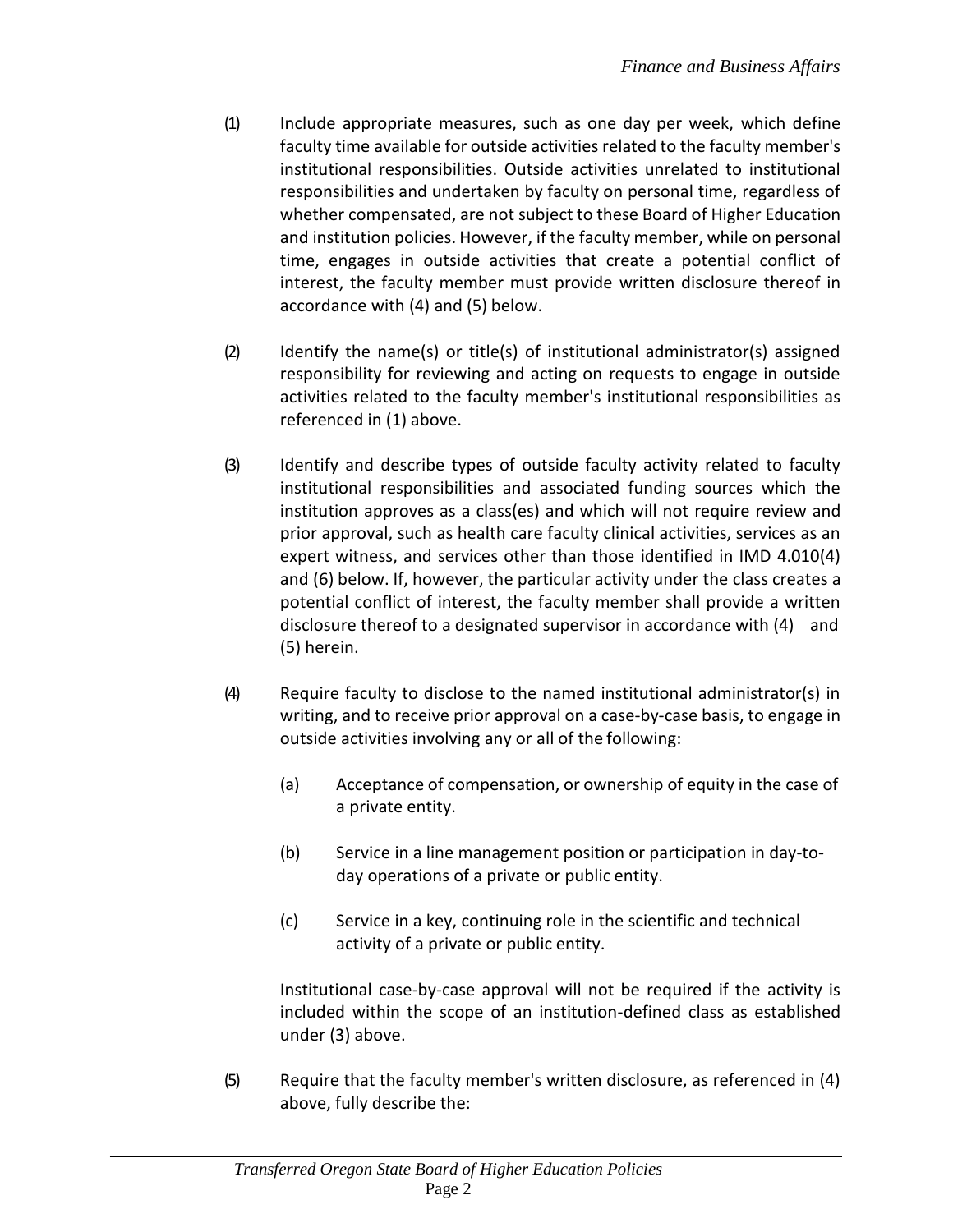(1) Include appropriate measures, such as one day per week, which define faculty time available for outside activities related to the faculty member's institutional responsibilities. Outside activities unrelated to institutional responsibilities and undertaken by faculty on personal time, regardless of whether compensated, are not subject to these Board of Higher Education and institution policies. However, if the faculty member, while on personal time, engages in outside activities that create a potential conflict of interest, the faculty member must provide written disclosure thereof in accordance with (4) and (5) below.

(2) Identify the name(s) or title(s) of institutional administrator(s) assigned responsibility for reviewing and acting on requests to engage in outside activities related to the faculty member's institutional responsibilities as referenced in (1) above.

(3) Identify and describe types of outside faculty activity related to faculty institutional responsibilities and associated funding sources which the institution approves as a class(es) and which will not require review and prior approval, such as health care faculty clinical activities, services as an expert witness, and services other than those identified in IMD 4.010(4) and (6) below. If, however, the particular activity under the class creates a potential conflict of interest, the faculty member shall provide a written disclosure thereof to a designated supervisor in accordance with (4) and (5) herein.

(4) Require faculty to disclose to the named institutional administrator(s) in writing, and to receive prior approval on a case-by-case basis, to engage in outside activities involving any or all of the following:

   (a) Acceptance of compensation, or ownership of equity in the case of a private entity.

   (b) Service in a line management position or participation in day-to-day operations of a private or public entity.

   (c) Service in a key, continuing role in the scientific and technical activity of a private or public entity.

   Institutional case-by-case approval will not be required if the activity is included within the scope of an institution-defined class as established under (3) above.

(5) Require that the faculty member's written disclosure, as referenced in (4) above, fully describe the: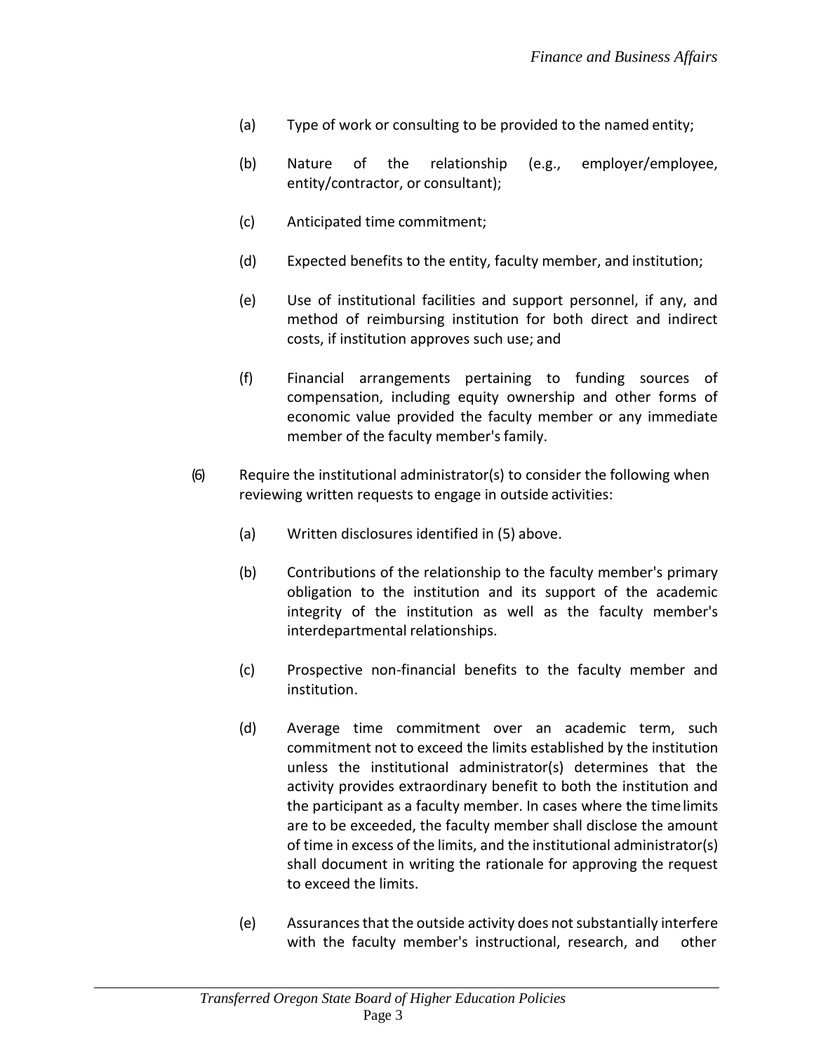(a) Type of work or consulting to be provided to the named entity;

(b) Nature of the relationship (e.g., employer/employee, entity/contractor, or consultant);

(c) Anticipated time commitment;

(d) Expected benefits to the entity, faculty member, and institution;

(e) Use of institutional facilities and support personnel, if any, and method of reimbursing institution for both direct and indirect costs, if institution approves such use; and

(f) Financial arrangements pertaining to funding sources of compensation, including equity ownership and other forms of economic value provided the faculty member or any immediate member of the faculty member's family.

(6) Require the institutional administrator(s) to consider the following when reviewing written requests to engage in outside activities:

(a) Written disclosures identified in (5) above.

(b) Contributions of the relationship to the faculty member's primary obligation to the institution and its support of the academic integrity of the institution as well as the faculty member's interdepartmental relationships.

(c) Prospective non-financial benefits to the faculty member and institution.

(d) Average time commitment over an academic term, such commitment not to exceed the limits established by the institution unless the institutional administrator(s) determines that the activity provides extraordinary benefit to both the institution and the participant as a faculty member. In cases where the time limits are to be exceeded, the faculty member shall disclose the amount of time in excess of the limits, and the institutional administrator(s) shall document in writing the rationale for approving the request to exceed the limits.

(e) Assurances that the outside activity does not substantially interfere with the faculty member's instructional, research, and other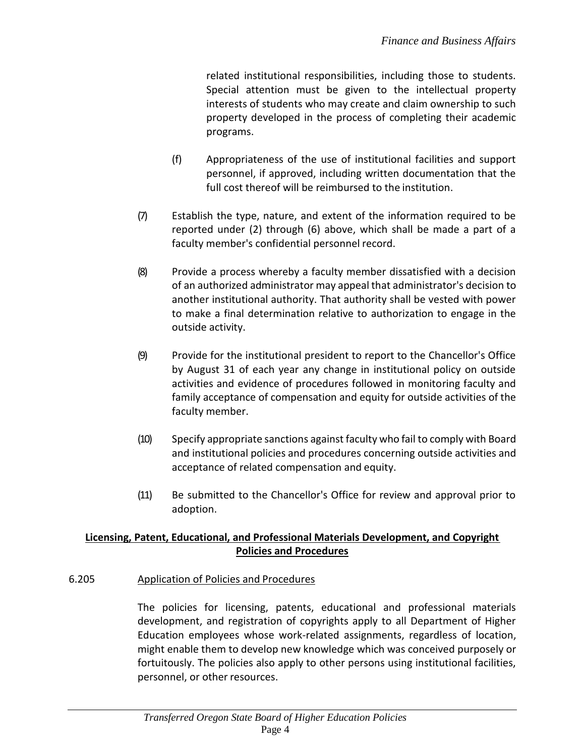related institutional responsibilities, including those to students. Special attention must be given to the intellectual property interests of students who may create and claim ownership to such property developed in the process of completing their academic programs.

(f) Appropriateness of the use of institutional facilities and support personnel, if approved, including written documentation that the full cost thereof will be reimbursed to the institution.

(7) Establish the type, nature, and extent of the information required to be reported under (2) through (6) above, which shall be made a part of a faculty member's confidential personnel record.

(8) Provide a process whereby a faculty member dissatisfied with a decision of an authorized administrator may appeal that administrator's decision to another institutional authority. That authority shall be vested with power to make a final determination relative to authorization to engage in the outside activity.

(9) Provide for the institutional president to report to the Chancellor's Office by August 31 of each year any change in institutional policy on outside activities and evidence of procedures followed in monitoring faculty and family acceptance of compensation and equity for outside activities of the faculty member.

(10) Specify appropriate sanctions against faculty who fail to comply with Board and institutional policies and procedures concerning outside activities and acceptance of related compensation and equity.

(11) Be submitted to the Chancellor's Office for review and approval prior to adoption.

## Licensing, Patent, Educational, and Professional Materials Development, and Copyright Policies and Procedures

6.205 Application of Policies and Procedures

The policies for licensing, patents, educational and professional materials development, and registration of copyrights apply to all Department of Higher Education employees whose work-related assignments, regardless of location, might enable them to develop new knowledge which was conceived purposely or fortuitously. The policies also apply to other persons using institutional facilities, personnel, or other resources.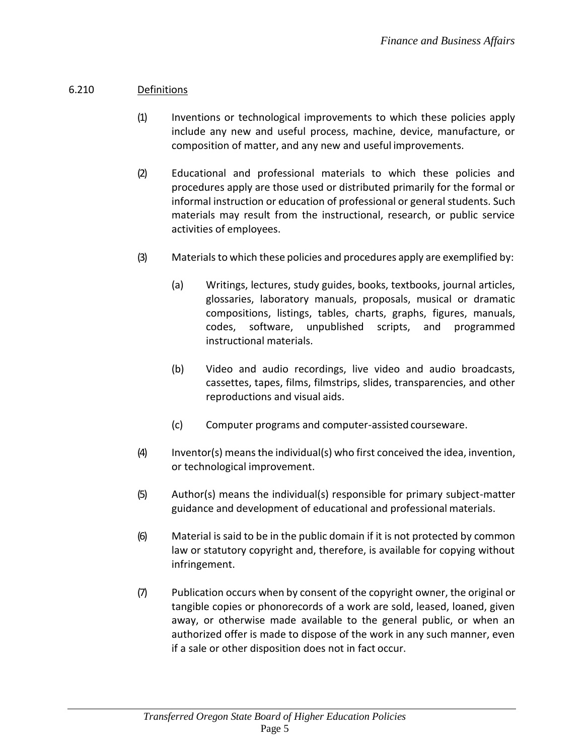## 6.210 Definitions

(1) Inventions or technological improvements to which these policies apply include any new and useful process, machine, device, manufacture, or composition of matter, and any new and useful improvements.

(2) Educational and professional materials to which these policies and procedures apply are those used or distributed primarily for the formal or informal instruction or education of professional or general students. Such materials may result from the instructional, research, or public service activities of employees.

(3) Materials to which these policies and procedures apply are exemplified by:

(a) Writings, lectures, study guides, books, textbooks, journal articles, glossaries, laboratory manuals, proposals, musical or dramatic compositions, listings, tables, charts, graphs, figures, manuals, codes, software, unpublished scripts, and programmed instructional materials.

(b) Video and audio recordings, live video and audio broadcasts, cassettes, tapes, films, filmstrips, slides, transparencies, and other reproductions and visual aids.

(c) Computer programs and computer-assisted courseware.

(4) Inventor(s) means the individual(s) who first conceived the idea, invention, or technological improvement.

(5) Author(s) means the individual(s) responsible for primary subject-matter guidance and development of educational and professional materials.

(6) Material is said to be in the public domain if it is not protected by common law or statutory copyright and, therefore, is available for copying without infringement.

(7) Publication occurs when by consent of the copyright owner, the original or tangible copies or phonorecords of a work are sold, leased, loaned, given away, or otherwise made available to the general public, or when an authorized offer is made to dispose of the work in any such manner, even if a sale or other disposition does not in fact occur.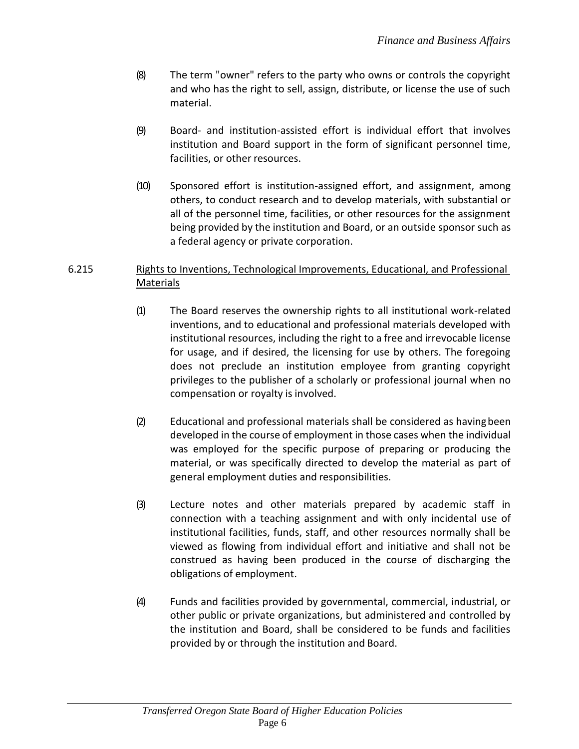(8) The term "owner" refers to the party who owns or controls the copyright and who has the right to sell, assign, distribute, or license the use of such material.

(9) Board- and institution-assisted effort is individual effort that involves institution and Board support in the form of significant personnel time, facilities, or other resources.

(10) Sponsored effort is institution-assigned effort, and assignment, among others, to conduct research and to develop materials, with substantial or all of the personnel time, facilities, or other resources for the assignment being provided by the institution and Board, or an outside sponsor such as a federal agency or private corporation.

## 6.215 Rights to Inventions, Technological Improvements, Educational, and Professional Materials

(1) The Board reserves the ownership rights to all institutional work-related inventions, and to educational and professional materials developed with institutional resources, including the right to a free and irrevocable license for usage, and if desired, the licensing for use by others. The foregoing does not preclude an institution employee from granting copyright privileges to the publisher of a scholarly or professional journal when no compensation or royalty is involved.

(2) Educational and professional materials shall be considered as having been developed in the course of employment in those cases when the individual was employed for the specific purpose of preparing or producing the material, or was specifically directed to develop the material as part of general employment duties and responsibilities.

(3) Lecture notes and other materials prepared by academic staff in connection with a teaching assignment and with only incidental use of institutional facilities, funds, staff, and other resources normally shall be viewed as flowing from individual effort and initiative and shall not be construed as having been produced in the course of discharging the obligations of employment.

(4) Funds and facilities provided by governmental, commercial, industrial, or other public or private organizations, but administered and controlled by the institution and Board, shall be considered to be funds and facilities provided by or through the institution and Board.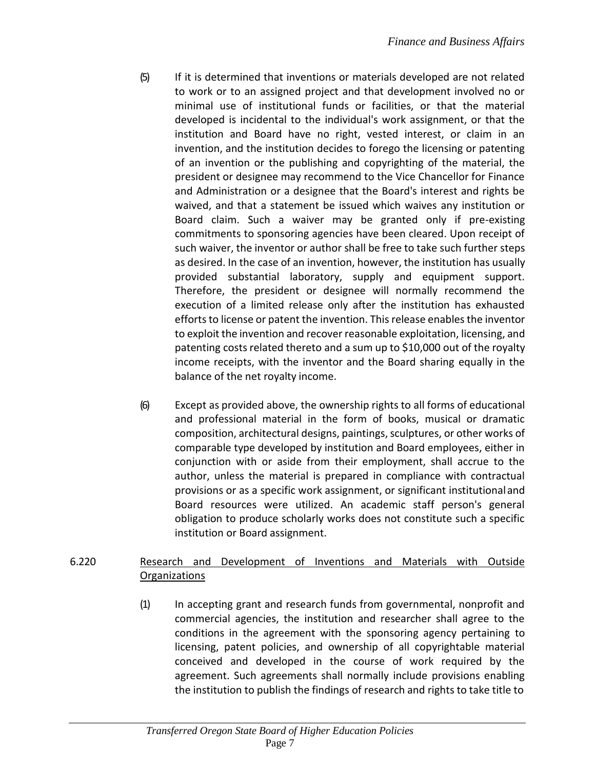(5) If it is determined that inventions or materials developed are not related to work or to an assigned project and that development involved no or minimal use of institutional funds or facilities, or that the material developed is incidental to the individual's work assignment, or that the institution and Board have no right, vested interest, or claim in an invention, and the institution decides to forego the licensing or patenting of an invention or the publishing and copyrighting of the material, the president or designee may recommend to the Vice Chancellor for Finance and Administration or a designee that the Board's interest and rights be waived, and that a statement be issued which waives any institution or Board claim. Such a waiver may be granted only if pre-existing commitments to sponsoring agencies have been cleared. Upon receipt of such waiver, the inventor or author shall be free to take such further steps as desired. In the case of an invention, however, the institution has usually provided substantial laboratory, supply and equipment support. Therefore, the president or designee will normally recommend the execution of a limited release only after the institution has exhausted efforts to license or patent the invention. This release enables the inventor to exploit the invention and recover reasonable exploitation, licensing, and patenting costs related thereto and a sum up to $10,000 out of the royalty income receipts, with the inventor and the Board sharing equally in the balance of the net royalty income.

(6) Except as provided above, the ownership rights to all forms of educational and professional material in the form of books, musical or dramatic composition, architectural designs, paintings, sculptures, or other works of comparable type developed by institution and Board employees, either in conjunction with or aside from their employment, shall accrue to the author, unless the material is prepared in compliance with contractual provisions or as a specific work assignment, or significant institutional and Board resources were utilized. An academic staff person's general obligation to produce scholarly works does not constitute such a specific institution or Board assignment.

6.220 Research and Development of Inventions and Materials with Outside Organizations

(1) In accepting grant and research funds from governmental, nonprofit and commercial agencies, the institution and researcher shall agree to the conditions in the agreement with the sponsoring agency pertaining to licensing, patent policies, and ownership of all copyrightable material conceived and developed in the course of work required by the agreement. Such agreements shall normally include provisions enabling the institution to publish the findings of research and rights to take title to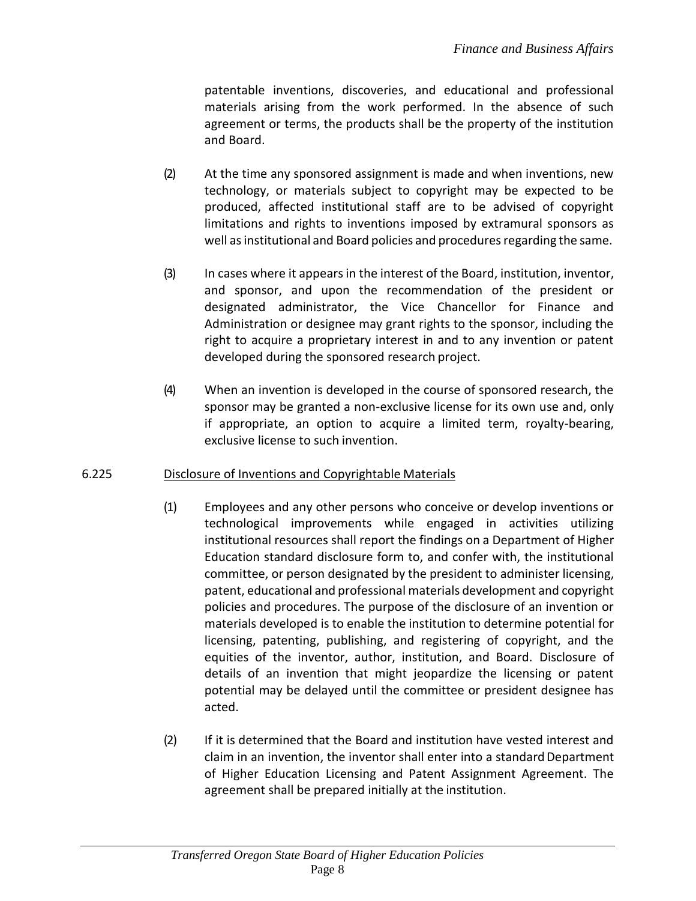patentable inventions, discoveries, and educational and professional materials arising from the work performed. In the absence of such agreement or terms, the products shall be the property of the institution and Board.

(2) At the time any sponsored assignment is made and when inventions, new technology, or materials subject to copyright may be expected to be produced, affected institutional staff are to be advised of copyright limitations and rights to inventions imposed by extramural sponsors as well as institutional and Board policies and procedures regarding the same.

(3) In cases where it appears in the interest of the Board, institution, inventor, and sponsor, and upon the recommendation of the president or designated administrator, the Vice Chancellor for Finance and Administration or designee may grant rights to the sponsor, including the right to acquire a proprietary interest in and to any invention or patent developed during the sponsored research project.

(4) When an invention is developed in the course of sponsored research, the sponsor may be granted a non-exclusive license for its own use and, only if appropriate, an option to acquire a limited term, royalty-bearing, exclusive license to such invention.

6.225 Disclosure of Inventions and Copyrightable Materials

(1) Employees and any other persons who conceive or develop inventions or technological improvements while engaged in activities utilizing institutional resources shall report the findings on a Department of Higher Education standard disclosure form to, and confer with, the institutional committee, or person designated by the president to administer licensing, patent, educational and professional materials development and copyright policies and procedures. The purpose of the disclosure of an invention or materials developed is to enable the institution to determine potential for licensing, patenting, publishing, and registering of copyright, and the equities of the inventor, author, institution, and Board. Disclosure of details of an invention that might jeopardize the licensing or patent potential may be delayed until the committee or president designee has acted.

(2) If it is determined that the Board and institution have vested interest and claim in an invention, the inventor shall enter into a standard Department of Higher Education Licensing and Patent Assignment Agreement. The agreement shall be prepared initially at the institution.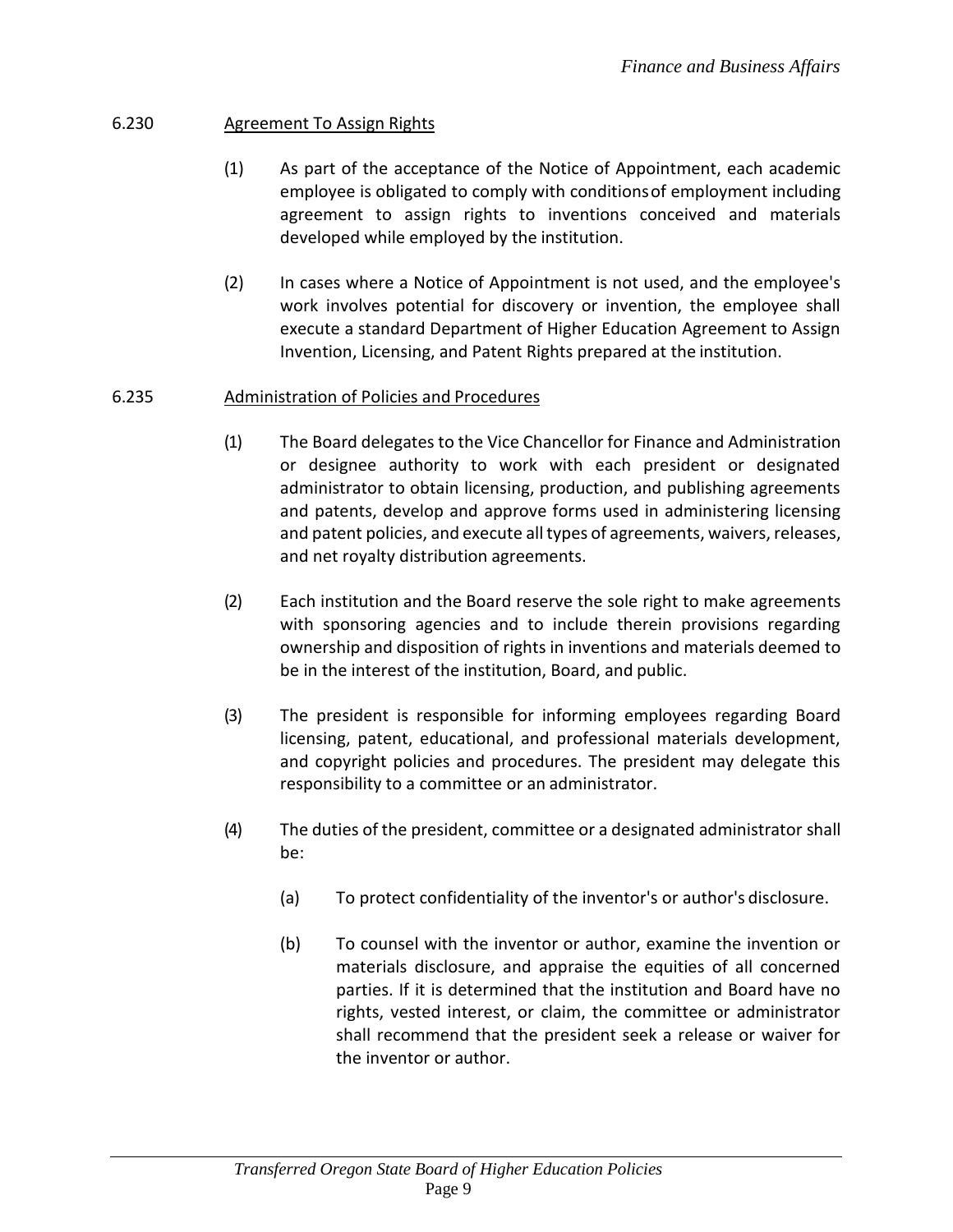### 6.230 Agreement To Assign Rights

(1) As part of the acceptance of the Notice of Appointment, each academic employee is obligated to comply with conditions of employment including agreement to assign rights to inventions conceived and materials developed while employed by the institution.

(2) In cases where a Notice of Appointment is not used, and the employee's work involves potential for discovery or invention, the employee shall execute a standard Department of Higher Education Agreement to Assign Invention, Licensing, and Patent Rights prepared at the institution.

### 6.235 Administration of Policies and Procedures

(1) The Board delegates to the Vice Chancellor for Finance and Administration or designee authority to work with each president or designated administrator to obtain licensing, production, and publishing agreements and patents, develop and approve forms used in administering licensing and patent policies, and execute all types of agreements, waivers, releases, and net royalty distribution agreements.

(2) Each institution and the Board reserve the sole right to make agreements with sponsoring agencies and to include therein provisions regarding ownership and disposition of rights in inventions and materials deemed to be in the interest of the institution, Board, and public.

(3) The president is responsible for informing employees regarding Board licensing, patent, educational, and professional materials development, and copyright policies and procedures. The president may delegate this responsibility to a committee or an administrator.

(4) The duties of the president, committee or a designated administrator shall be:

- (a) To protect confidentiality of the inventor's or author's disclosure.
- (b) To counsel with the inventor or author, examine the invention or materials disclosure, and appraise the equities of all concerned parties. If it is determined that the institution and Board have no rights, vested interest, or claim, the committee or administrator shall recommend that the president seek a release or waiver for the inventor or author.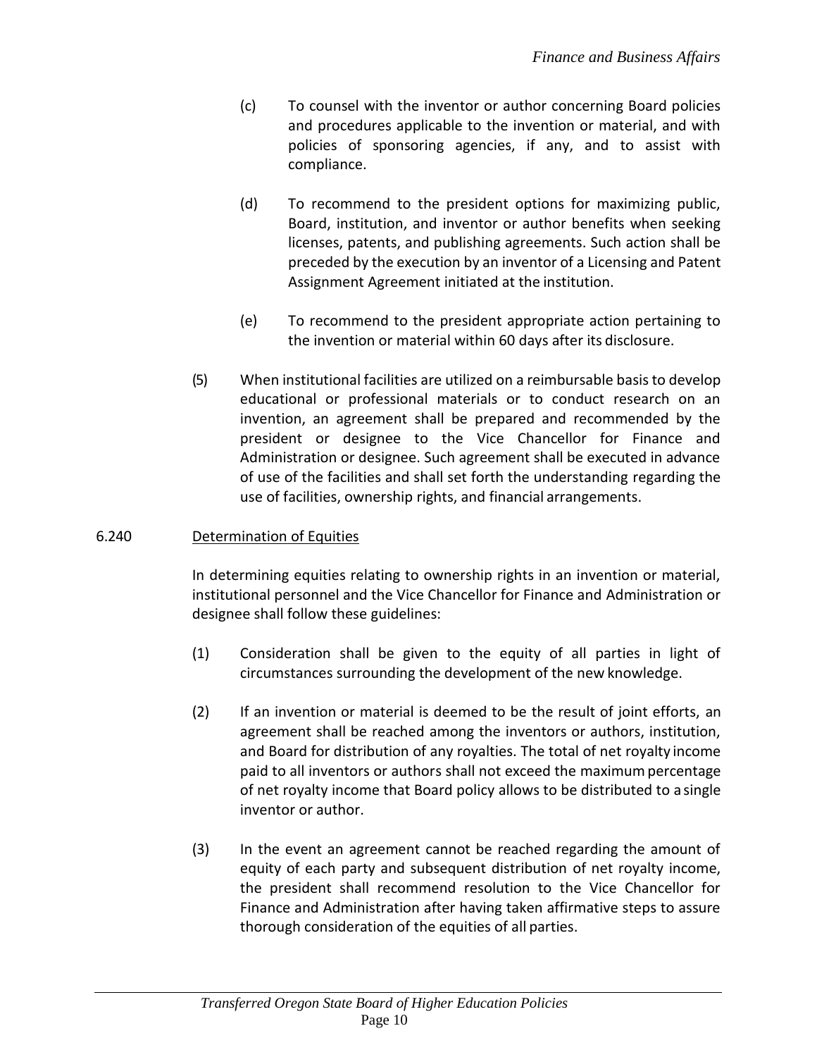(c) To counsel with the inventor or author concerning Board policies and procedures applicable to the invention or material, and with policies of sponsoring agencies, if any, and to assist with compliance.

(d) To recommend to the president options for maximizing public, Board, institution, and inventor or author benefits when seeking licenses, patents, and publishing agreements. Such action shall be preceded by the execution by an inventor of a Licensing and Patent Assignment Agreement initiated at the institution.

(e) To recommend to the president appropriate action pertaining to the invention or material within 60 days after its disclosure.

(5) When institutional facilities are utilized on a reimbursable basis to develop educational or professional materials or to conduct research on an invention, an agreement shall be prepared and recommended by the president or designee to the Vice Chancellor for Finance and Administration or designee. Such agreement shall be executed in advance of use of the facilities and shall set forth the understanding regarding the use of facilities, ownership rights, and financial arrangements.

## 6.240 Determination of Equities

In determining equities relating to ownership rights in an invention or material, institutional personnel and the Vice Chancellor for Finance and Administration or designee shall follow these guidelines:

(1) Consideration shall be given to the equity of all parties in light of circumstances surrounding the development of the new knowledge.

(2) If an invention or material is deemed to be the result of joint efforts, an agreement shall be reached among the inventors or authors, institution, and Board for distribution of any royalties. The total of net royalty income paid to all inventors or authors shall not exceed the maximum percentage of net royalty income that Board policy allows to be distributed to a single inventor or author.

(3) In the event an agreement cannot be reached regarding the amount of equity of each party and subsequent distribution of net royalty income, the president shall recommend resolution to the Vice Chancellor for Finance and Administration after having taken affirmative steps to assure thorough consideration of the equities of all parties.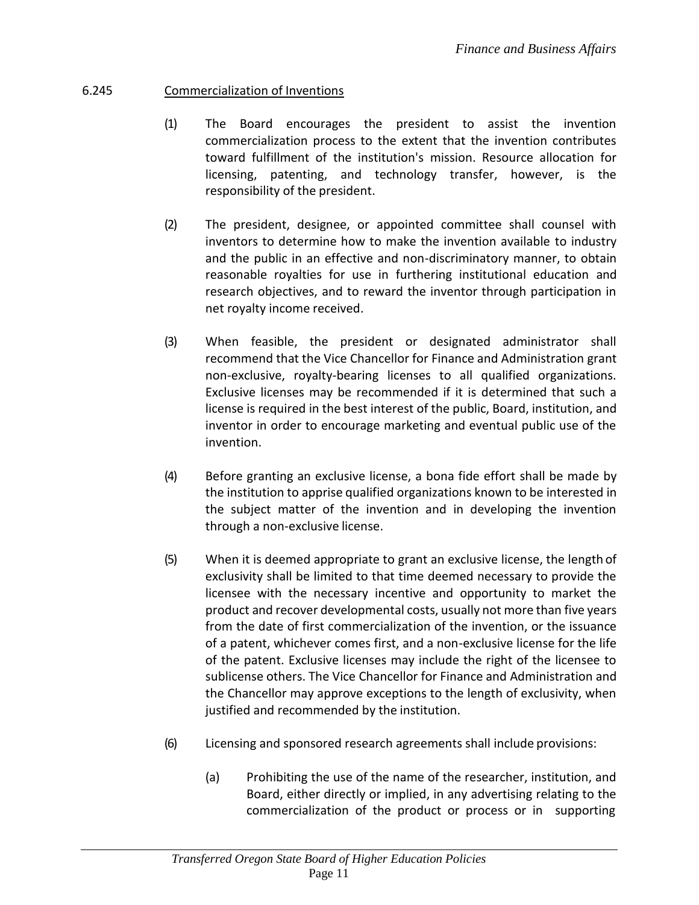## 6.245 Commercialization of Inventions

(1) The Board encourages the president to assist the invention commercialization process to the extent that the invention contributes toward fulfillment of the institution's mission. Resource allocation for licensing, patenting, and technology transfer, however, is the responsibility of the president.

(2) The president, designee, or appointed committee shall counsel with inventors to determine how to make the invention available to industry and the public in an effective and non-discriminatory manner, to obtain reasonable royalties for use in furthering institutional education and research objectives, and to reward the inventor through participation in net royalty income received.

(3) When feasible, the president or designated administrator shall recommend that the Vice Chancellor for Finance and Administration grant non-exclusive, royalty-bearing licenses to all qualified organizations. Exclusive licenses may be recommended if it is determined that such a license is required in the best interest of the public, Board, institution, and inventor in order to encourage marketing and eventual public use of the invention.

(4) Before granting an exclusive license, a bona fide effort shall be made by the institution to apprise qualified organizations known to be interested in the subject matter of the invention and in developing the invention through a non-exclusive license.

(5) When it is deemed appropriate to grant an exclusive license, the length of exclusivity shall be limited to that time deemed necessary to provide the licensee with the necessary incentive and opportunity to market the product and recover developmental costs, usually not more than five years from the date of first commercialization of the invention, or the issuance of a patent, whichever comes first, and a non-exclusive license for the life of the patent. Exclusive licenses may include the right of the licensee to sublicense others. The Vice Chancellor for Finance and Administration and the Chancellor may approve exceptions to the length of exclusivity, when justified and recommended by the institution.

(6) Licensing and sponsored research agreements shall include provisions:

(a) Prohibiting the use of the name of the researcher, institution, and Board, either directly or implied, in any advertising relating to the commercialization of the product or process or in supporting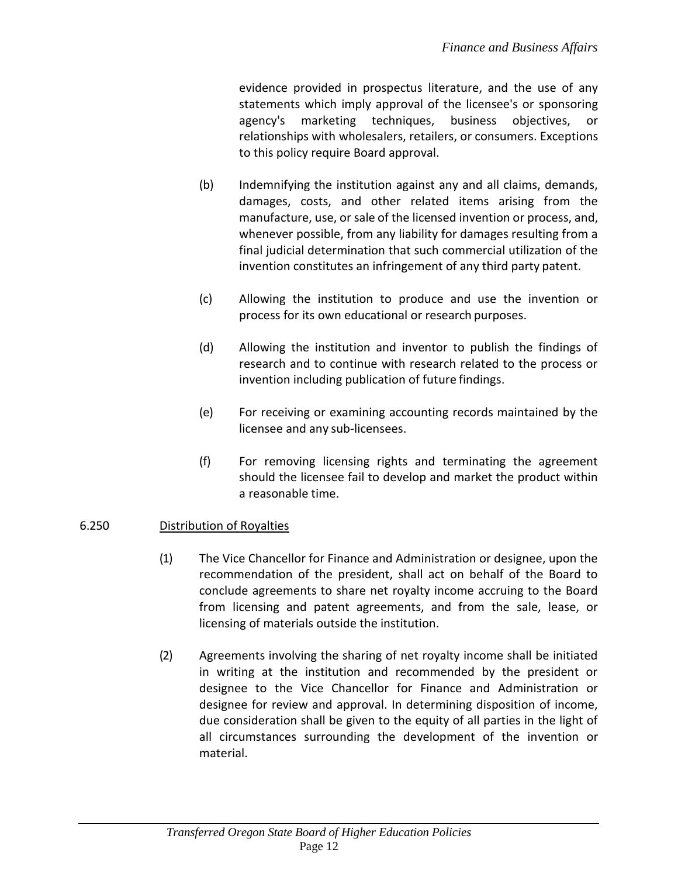evidence provided in prospectus literature, and the use of any statements which imply approval of the licensee's or sponsoring agency's marketing techniques, business objectives, or relationships with wholesalers, retailers, or consumers. Exceptions to this policy require Board approval.

(b) Indemnifying the institution against any and all claims, demands, damages, costs, and other related items arising from the manufacture, use, or sale of the licensed invention or process, and, whenever possible, from any liability for damages resulting from a final judicial determination that such commercial utilization of the invention constitutes an infringement of any third party patent.

(c) Allowing the institution to produce and use the invention or process for its own educational or research purposes.

(d) Allowing the institution and inventor to publish the findings of research and to continue with research related to the process or invention including publication of future findings.

(e) For receiving or examining accounting records maintained by the licensee and any sub-licensees.

(f) For removing licensing rights and terminating the agreement should the licensee fail to develop and market the product within a reasonable time.

6.250 Distribution of Royalties

(1) The Vice Chancellor for Finance and Administration or designee, upon the recommendation of the president, shall act on behalf of the Board to conclude agreements to share net royalty income accruing to the Board from licensing and patent agreements, and from the sale, lease, or licensing of materials outside the institution.

(2) Agreements involving the sharing of net royalty income shall be initiated in writing at the institution and recommended by the president or designee to the Vice Chancellor for Finance and Administration or designee for review and approval. In determining disposition of income, due consideration shall be given to the equity of all parties in the light of all circumstances surrounding the development of the invention or material.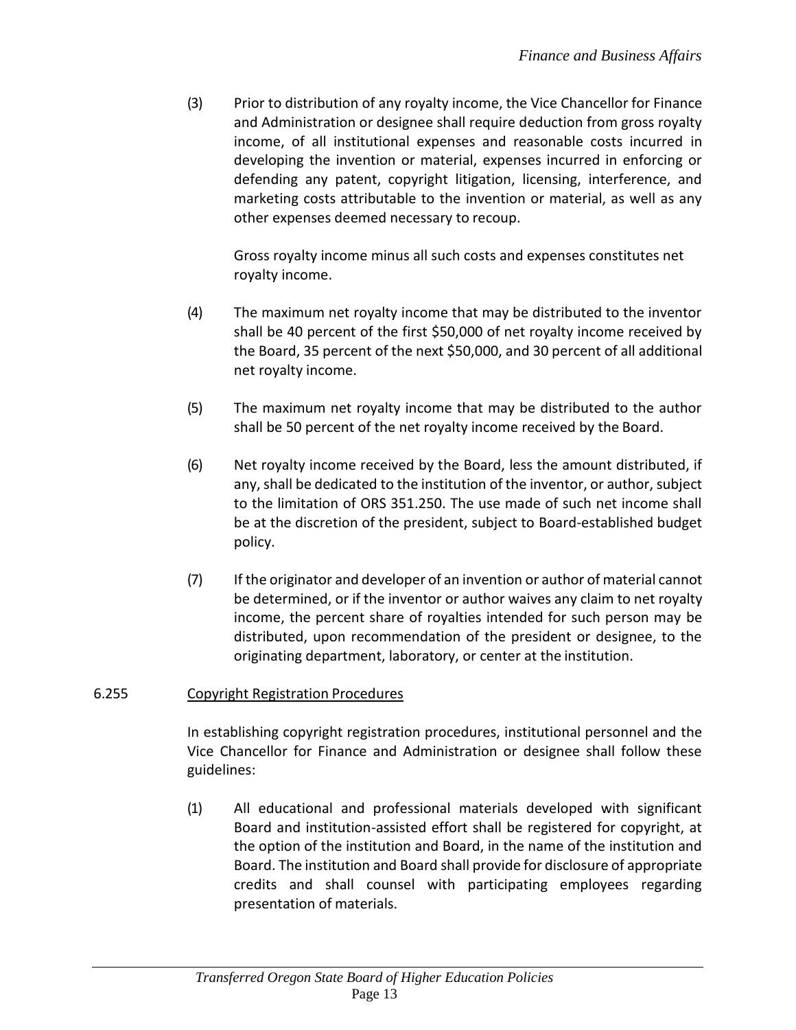(3) Prior to distribution of any royalty income, the Vice Chancellor for Finance and Administration or designee shall require deduction from gross royalty income, of all institutional expenses and reasonable costs incurred in developing the invention or material, expenses incurred in enforcing or defending any patent, copyright litigation, licensing, interference, and marketing costs attributable to the invention or material, as well as any other expenses deemed necessary to recoup.

Gross royalty income minus all such costs and expenses constitutes net royalty income.

(4) The maximum net royalty income that may be distributed to the inventor shall be 40 percent of the first $50,000 of net royalty income received by the Board, 35 percent of the next $50,000, and 30 percent of all additional net royalty income.

(5) The maximum net royalty income that may be distributed to the author shall be 50 percent of the net royalty income received by the Board.

(6) Net royalty income received by the Board, less the amount distributed, if any, shall be dedicated to the institution of the inventor, or author, subject to the limitation of ORS 351.250. The use made of such net income shall be at the discretion of the president, subject to Board-established budget policy.

(7) If the originator and developer of an invention or author of material cannot be determined, or if the inventor or author waives any claim to net royalty income, the percent share of royalties intended for such person may be distributed, upon recommendation of the president or designee, to the originating department, laboratory, or center at the institution.

## 6.255 Copyright Registration Procedures

In establishing copyright registration procedures, institutional personnel and the Vice Chancellor for Finance and Administration or designee shall follow these guidelines:

(1) All educational and professional materials developed with significant Board and institution-assisted effort shall be registered for copyright, at the option of the institution and Board, in the name of the institution and Board. The institution and Board shall provide for disclosure of appropriate credits and shall counsel with participating employees regarding presentation of materials.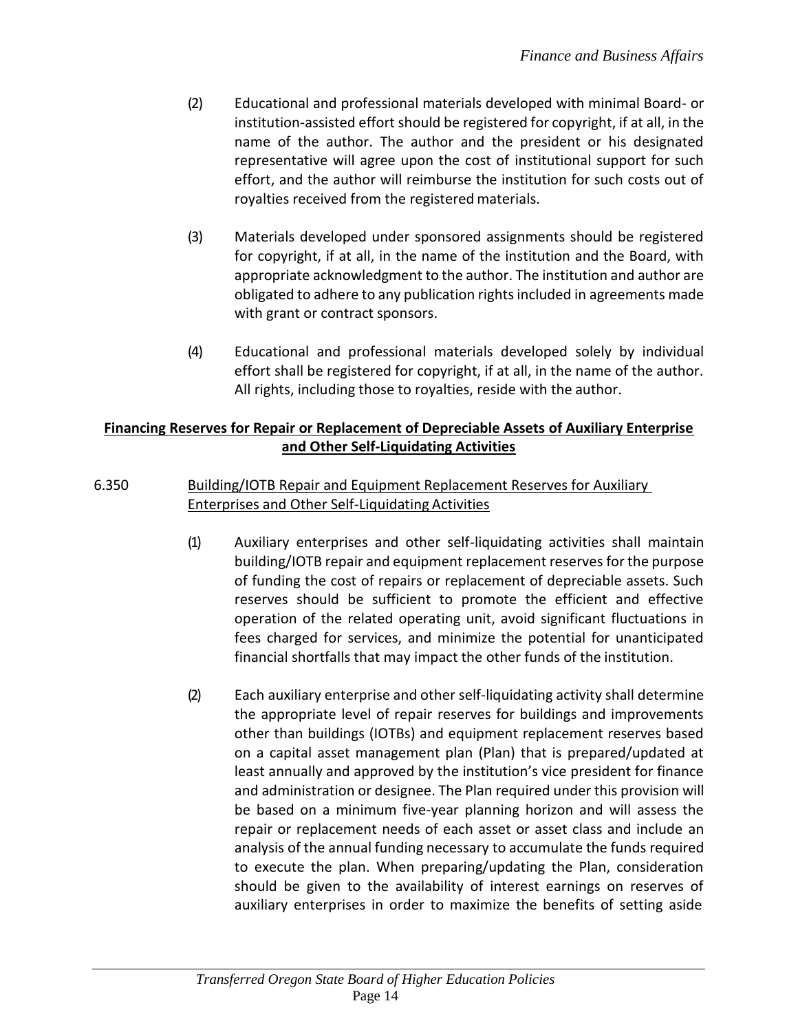(2) Educational and professional materials developed with minimal Board- or institution-assisted effort should be registered for copyright, if at all, in the name of the author. The author and the president or his designated representative will agree upon the cost of institutional support for such effort, and the author will reimburse the institution for such costs out of royalties received from the registered materials.

(3) Materials developed under sponsored assignments should be registered for copyright, if at all, in the name of the institution and the Board, with appropriate acknowledgment to the author. The institution and author are obligated to adhere to any publication rights included in agreements made with grant or contract sponsors.

(4) Educational and professional materials developed solely by individual effort shall be registered for copyright, if at all, in the name of the author. All rights, including those to royalties, reside with the author.

**Financing Reserves for Repair or Replacement of Depreciable Assets of Auxiliary Enterprise and Other Self-Liquidating Activities**

6.350 Building/IOTB Repair and Equipment Replacement Reserves for Auxiliary Enterprises and Other Self-Liquidating Activities

(1) Auxiliary enterprises and other self-liquidating activities shall maintain building/IOTB repair and equipment replacement reserves for the purpose of funding the cost of repairs or replacement of depreciable assets. Such reserves should be sufficient to promote the efficient and effective operation of the related operating unit, avoid significant fluctuations in fees charged for services, and minimize the potential for unanticipated financial shortfalls that may impact the other funds of the institution.

(2) Each auxiliary enterprise and other self-liquidating activity shall determine the appropriate level of repair reserves for buildings and improvements other than buildings (IOTBs) and equipment replacement reserves based on a capital asset management plan (Plan) that is prepared/updated at least annually and approved by the institution's vice president for finance and administration or designee. The Plan required under this provision will be based on a minimum five-year planning horizon and will assess the repair or replacement needs of each asset or asset class and include an analysis of the annual funding necessary to accumulate the funds required to execute the plan. When preparing/updating the Plan, consideration should be given to the availability of interest earnings on reserves of auxiliary enterprises in order to maximize the benefits of setting aside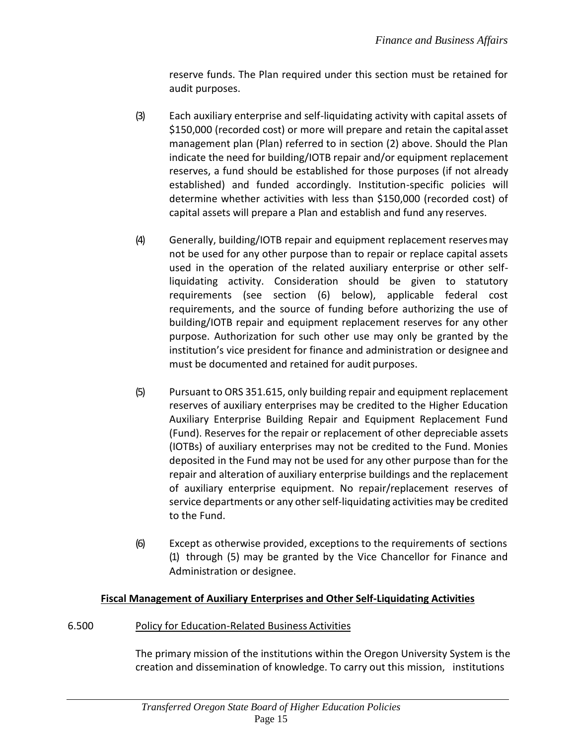reserve funds. The Plan required under this section must be retained for audit purposes.

(3) Each auxiliary enterprise and self-liquidating activity with capital assets of $150,000 (recorded cost) or more will prepare and retain the capital asset management plan (Plan) referred to in section (2) above. Should the Plan indicate the need for building/IOTB repair and/or equipment replacement reserves, a fund should be established for those purposes (if not already established) and funded accordingly. Institution-specific policies will determine whether activities with less than $150,000 (recorded cost) of capital assets will prepare a Plan and establish and fund any reserves.

(4) Generally, building/IOTB repair and equipment replacement reserves may not be used for any other purpose than to repair or replace capital assets used in the operation of the related auxiliary enterprise or other self-liquidating activity. Consideration should be given to statutory requirements (see section (6) below), applicable federal cost requirements, and the source of funding before authorizing the use of building/IOTB repair and equipment replacement reserves for any other purpose. Authorization for such other use may only be granted by the institution's vice president for finance and administration or designee and must be documented and retained for audit purposes.

(5) Pursuant to ORS 351.615, only building repair and equipment replacement reserves of auxiliary enterprises may be credited to the Higher Education Auxiliary Enterprise Building Repair and Equipment Replacement Fund (Fund). Reserves for the repair or replacement of other depreciable assets (IOTBs) of auxiliary enterprises may not be credited to the Fund. Monies deposited in the Fund may not be used for any other purpose than for the repair and alteration of auxiliary enterprise buildings and the replacement of auxiliary enterprise equipment. No repair/replacement reserves of service departments or any other self-liquidating activities may be credited to the Fund.

(6) Except as otherwise provided, exceptions to the requirements of sections (1) through (5) may be granted by the Vice Chancellor for Finance and Administration or designee.

## Fiscal Management of Auxiliary Enterprises and Other Self-Liquidating Activities

### 6.500 Policy for Education-Related Business Activities

The primary mission of the institutions within the Oregon University System is the creation and dissemination of knowledge. To carry out this mission, institutions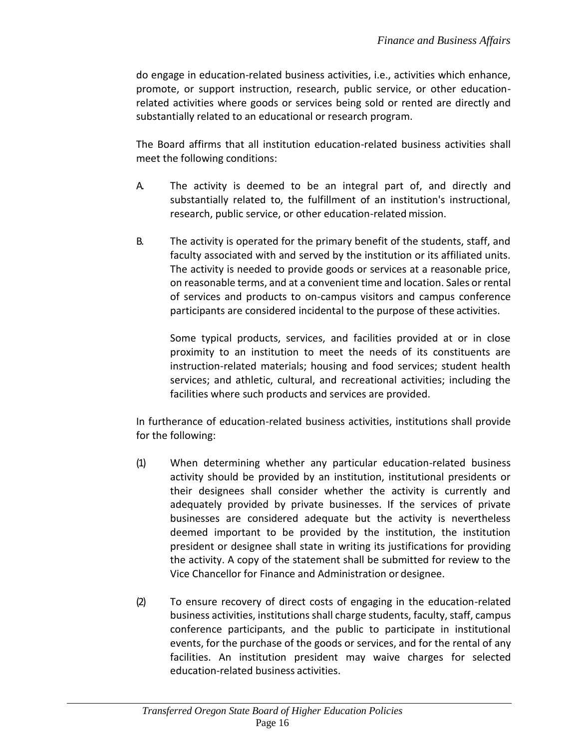do engage in education-related business activities, i.e., activities which enhance, promote, or support instruction, research, public service, or other education-related activities where goods or services being sold or rented are directly and substantially related to an educational or research program.

The Board affirms that all institution education-related business activities shall meet the following conditions:

A. The activity is deemed to be an integral part of, and directly and substantially related to, the fulfillment of an institution's instructional, research, public service, or other education-related mission.

B. The activity is operated for the primary benefit of the students, staff, and faculty associated with and served by the institution or its affiliated units. The activity is needed to provide goods or services at a reasonable price, on reasonable terms, and at a convenient time and location. Sales or rental of services and products to on-campus visitors and campus conference participants are considered incidental to the purpose of these activities.

   Some typical products, services, and facilities provided at or in close proximity to an institution to meet the needs of its constituents are instruction-related materials; housing and food services; student health services; and athletic, cultural, and recreational activities; including the facilities where such products and services are provided.

In furtherance of education-related business activities, institutions shall provide for the following:

(1) When determining whether any particular education-related business activity should be provided by an institution, institutional presidents or their designees shall consider whether the activity is currently and adequately provided by private businesses. If the services of private businesses are considered adequate but the activity is nevertheless deemed important to be provided by the institution, the institution president or designee shall state in writing its justifications for providing the activity. A copy of the statement shall be submitted for review to the Vice Chancellor for Finance and Administration or designee.

(2) To ensure recovery of direct costs of engaging in the education-related business activities, institutions shall charge students, faculty, staff, campus conference participants, and the public to participate in institutional events, for the purchase of the goods or services, and for the rental of any facilities. An institution president may waive charges for selected education-related business activities.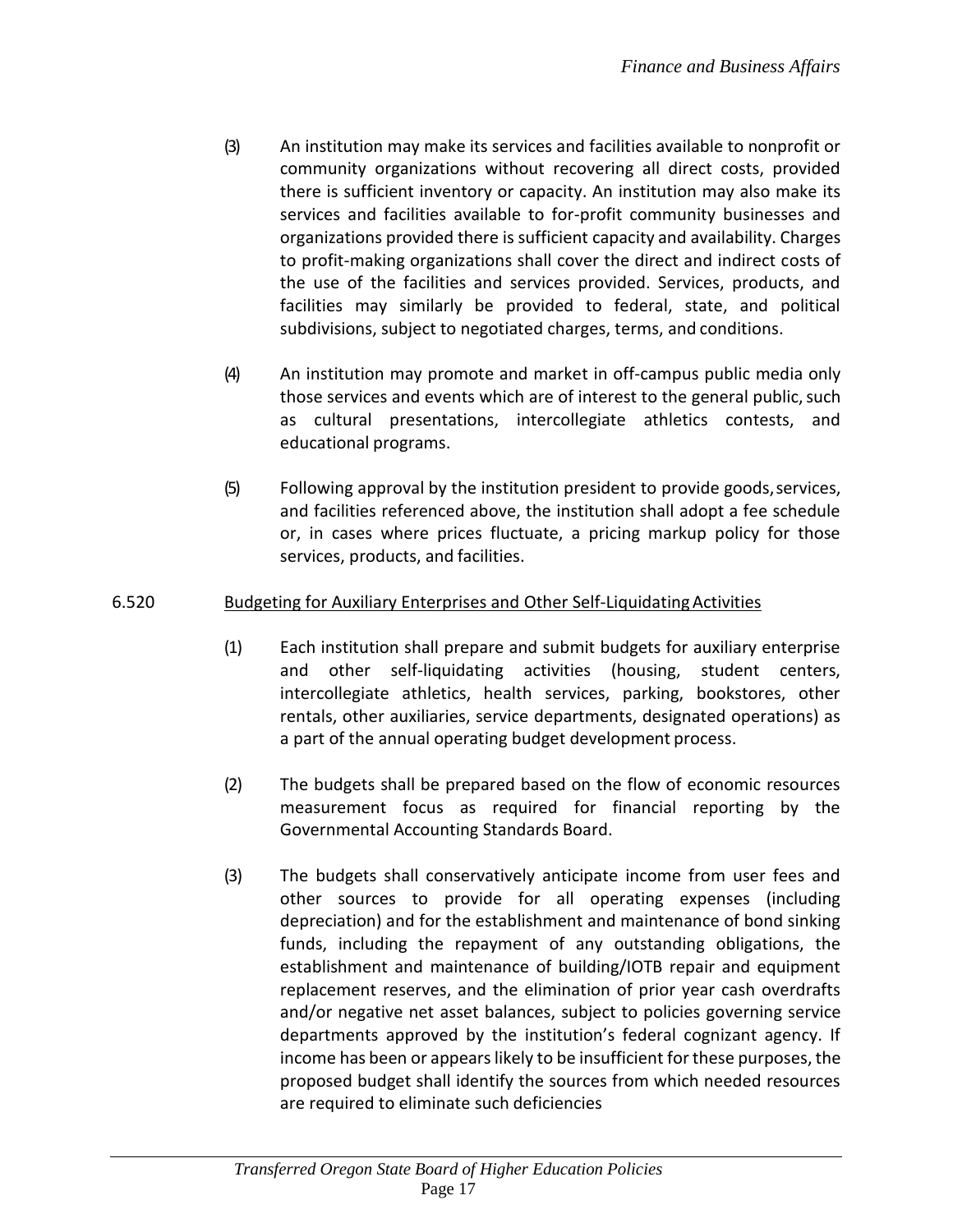(3) An institution may make its services and facilities available to nonprofit or community organizations without recovering all direct costs, provided there is sufficient inventory or capacity. An institution may also make its services and facilities available to for-profit community businesses and organizations provided there is sufficient capacity and availability. Charges to profit-making organizations shall cover the direct and indirect costs of the use of the facilities and services provided. Services, products, and facilities may similarly be provided to federal, state, and political subdivisions, subject to negotiated charges, terms, and conditions.

(4) An institution may promote and market in off-campus public media only those services and events which are of interest to the general public, such as cultural presentations, intercollegiate athletics contests, and educational programs.

(5) Following approval by the institution president to provide goods, services, and facilities referenced above, the institution shall adopt a fee schedule or, in cases where prices fluctuate, a pricing markup policy for those services, products, and facilities.

6.520 <u>Budgeting for Auxiliary Enterprises and Other Self-Liquidating Activities</u>

(1) Each institution shall prepare and submit budgets for auxiliary enterprise and other self-liquidating activities (housing, student centers, intercollegiate athletics, health services, parking, bookstores, other rentals, other auxiliaries, service departments, designated operations) as a part of the annual operating budget development process.

(2) The budgets shall be prepared based on the flow of economic resources measurement focus as required for financial reporting by the Governmental Accounting Standards Board.

(3) The budgets shall conservatively anticipate income from user fees and other sources to provide for all operating expenses (including depreciation) and for the establishment and maintenance of bond sinking funds, including the repayment of any outstanding obligations, the establishment and maintenance of building/IOTB repair and equipment replacement reserves, and the elimination of prior year cash overdrafts and/or negative net asset balances, subject to policies governing service departments approved by the institution's federal cognizant agency. If income has been or appears likely to be insufficient for these purposes, the proposed budget shall identify the sources from which needed resources are required to eliminate such deficiencies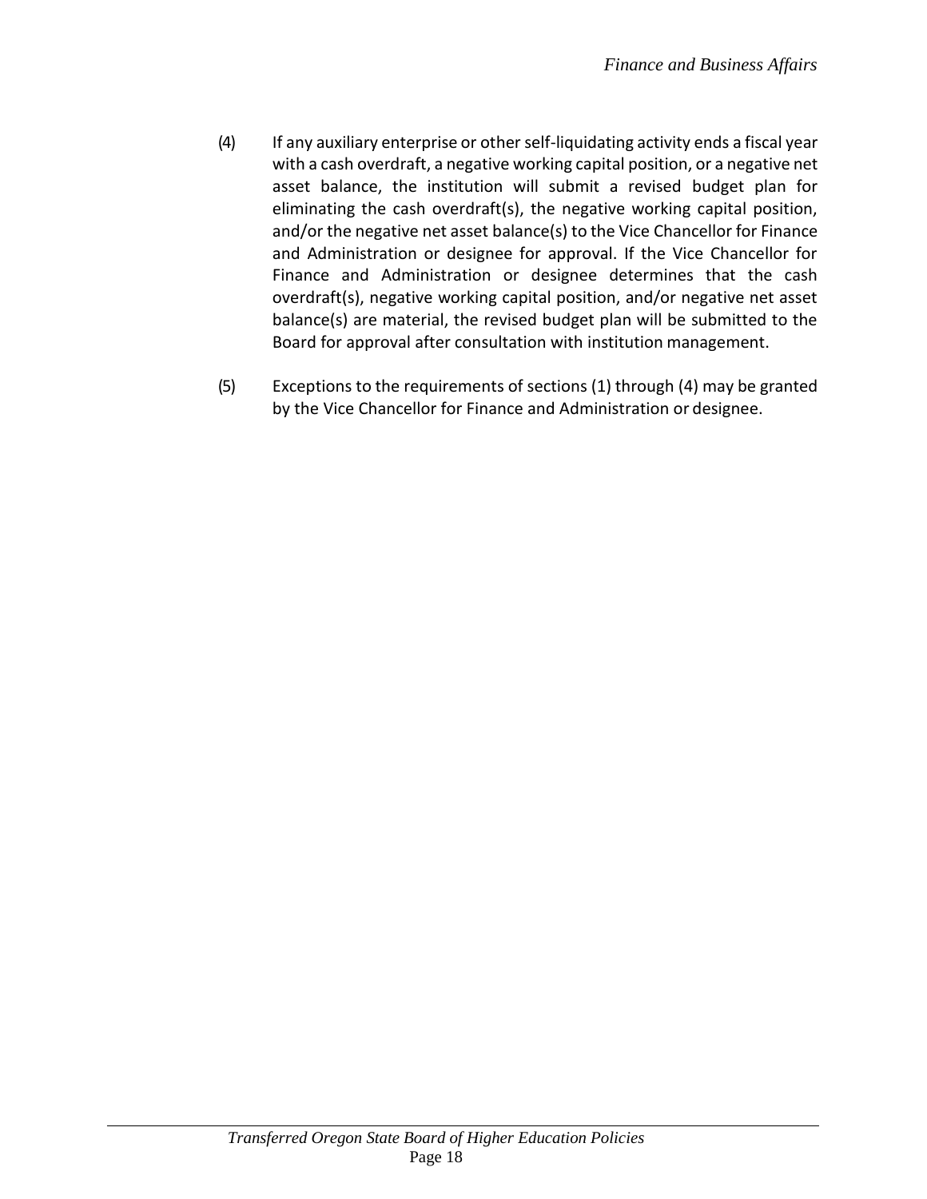(4) If any auxiliary enterprise or other self-liquidating activity ends a fiscal year with a cash overdraft, a negative working capital position, or a negative net asset balance, the institution will submit a revised budget plan for eliminating the cash overdraft(s), the negative working capital position, and/or the negative net asset balance(s) to the Vice Chancellor for Finance and Administration or designee for approval. If the Vice Chancellor for Finance and Administration or designee determines that the cash overdraft(s), negative working capital position, and/or negative net asset balance(s) are material, the revised budget plan will be submitted to the Board for approval after consultation with institution management.

(5) Exceptions to the requirements of sections (1) through (4) may be granted by the Vice Chancellor for Finance and Administration or designee.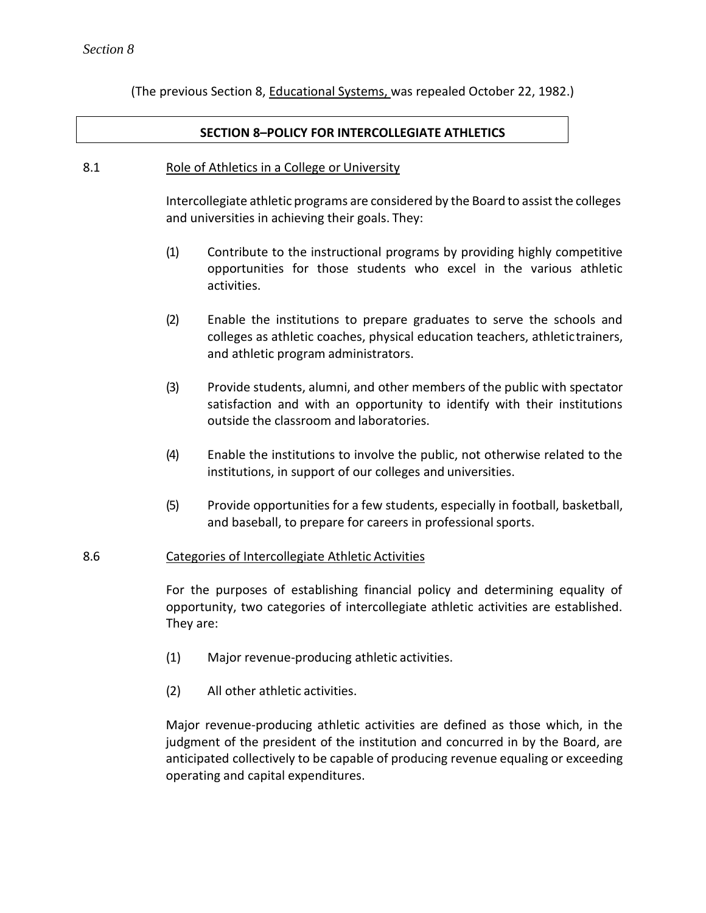*Section 8*

(The previous Section 8, Educational Systems, was repealed October 22, 1982.)

## SECTION 8–POLICY FOR INTERCOLLEGIATE ATHLETICS

8.1 Role of Athletics in a College or University

Intercollegiate athletic programs are considered by the Board to assist the colleges and universities in achieving their goals. They:

(1) Contribute to the instructional programs by providing highly competitive opportunities for those students who excel in the various athletic activities.

(2) Enable the institutions to prepare graduates to serve the schools and colleges as athletic coaches, physical education teachers, athletic trainers, and athletic program administrators.

(3) Provide students, alumni, and other members of the public with spectator satisfaction and with an opportunity to identify with their institutions outside the classroom and laboratories.

(4) Enable the institutions to involve the public, not otherwise related to the institutions, in support of our colleges and universities.

(5) Provide opportunities for a few students, especially in football, basketball, and baseball, to prepare for careers in professional sports.

8.6 Categories of Intercollegiate Athletic Activities

For the purposes of establishing financial policy and determining equality of opportunity, two categories of intercollegiate athletic activities are established. They are:

(1) Major revenue-producing athletic activities.

(2) All other athletic activities.

Major revenue-producing athletic activities are defined as those which, in the judgment of the president of the institution and concurred in by the Board, are anticipated collectively to be capable of producing revenue equaling or exceeding operating and capital expenditures.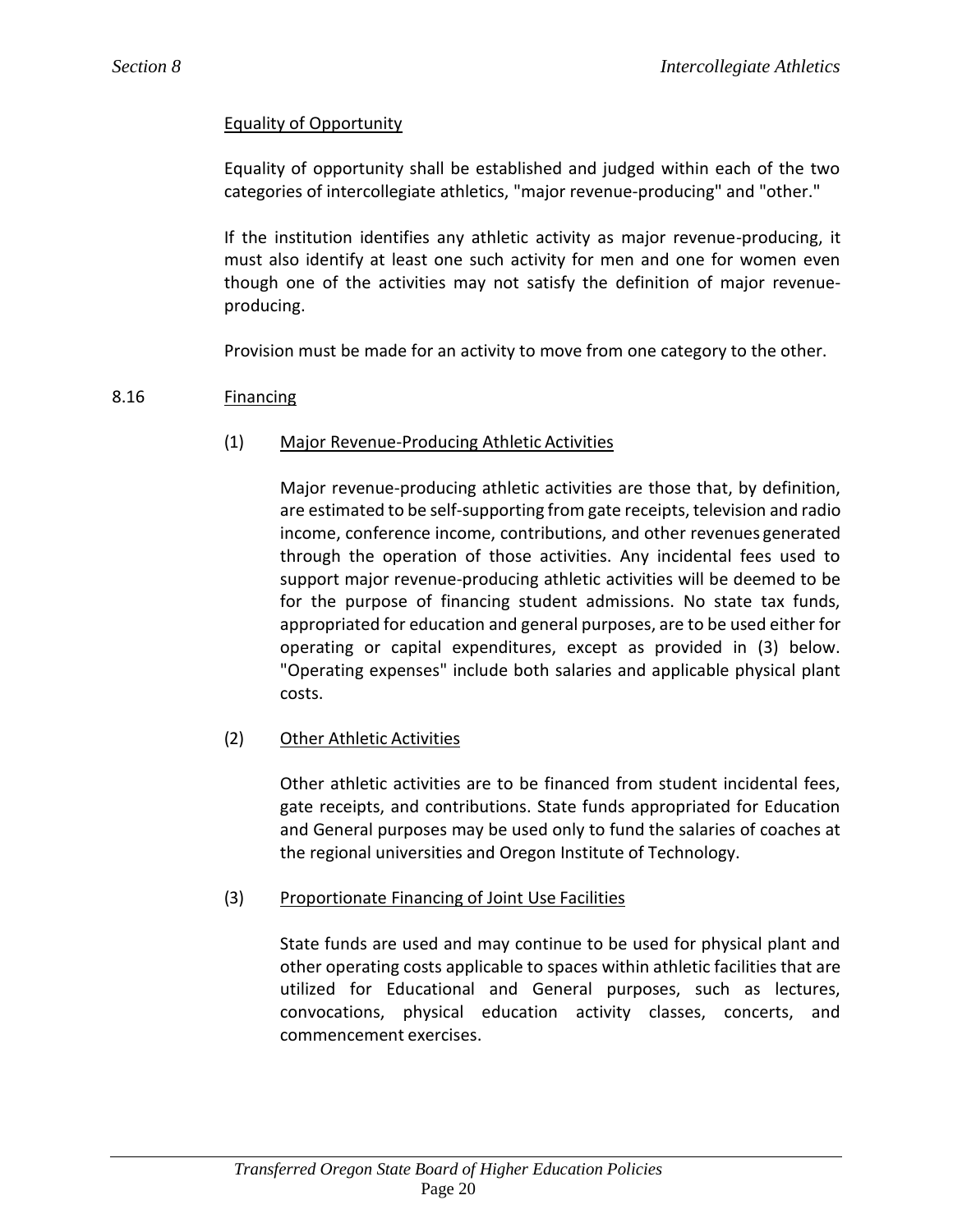Equality of Opportunity

Equality of opportunity shall be established and judged within each of the two categories of intercollegiate athletics, "major revenue-producing" and "other."

If the institution identifies any athletic activity as major revenue-producing, it must also identify at least one such activity for men and one for women even though one of the activities may not satisfy the definition of major revenue-producing.

Provision must be made for an activity to move from one category to the other.

## 8.16 Financing

### (1) Major Revenue-Producing Athletic Activities

Major revenue-producing athletic activities are those that, by definition, are estimated to be self-supporting from gate receipts, television and radio income, conference income, contributions, and other revenues generated through the operation of those activities. Any incidental fees used to support major revenue-producing athletic activities will be deemed to be for the purpose of financing student admissions. No state tax funds, appropriated for education and general purposes, are to be used either for operating or capital expenditures, except as provided in (3) below. "Operating expenses" include both salaries and applicable physical plant costs.

### (2) Other Athletic Activities

Other athletic activities are to be financed from student incidental fees, gate receipts, and contributions. State funds appropriated for Education and General purposes may be used only to fund the salaries of coaches at the regional universities and Oregon Institute of Technology.

### (3) Proportionate Financing of Joint Use Facilities

State funds are used and may continue to be used for physical plant and other operating costs applicable to spaces within athletic facilities that are utilized for Educational and General purposes, such as lectures, convocations, physical education activity classes, concerts, and commencement exercises.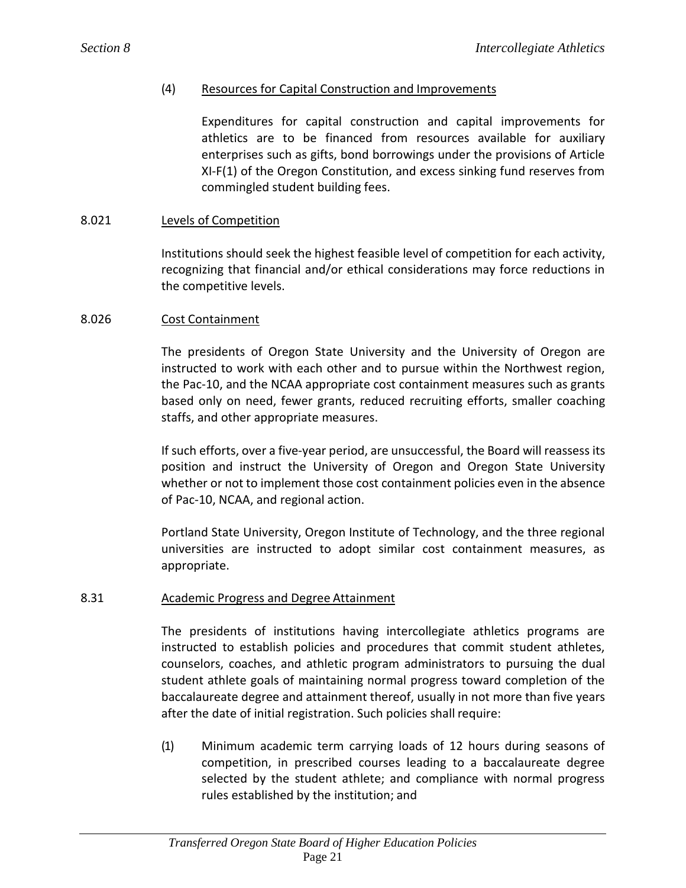(4) Resources for Capital Construction and Improvements

Expenditures for capital construction and capital improvements for athletics are to be financed from resources available for auxiliary enterprises such as gifts, bond borrowings under the provisions of Article XI-F(1) of the Oregon Constitution, and excess sinking fund reserves from commingled student building fees.

### 8.021 Levels of Competition

Institutions should seek the highest feasible level of competition for each activity, recognizing that financial and/or ethical considerations may force reductions in the competitive levels.

### 8.026 Cost Containment

The presidents of Oregon State University and the University of Oregon are instructed to work with each other and to pursue within the Northwest region, the Pac-10, and the NCAA appropriate cost containment measures such as grants based only on need, fewer grants, reduced recruiting efforts, smaller coaching staffs, and other appropriate measures.

If such efforts, over a five-year period, are unsuccessful, the Board will reassess its position and instruct the University of Oregon and Oregon State University whether or not to implement those cost containment policies even in the absence of Pac-10, NCAA, and regional action.

Portland State University, Oregon Institute of Technology, and the three regional universities are instructed to adopt similar cost containment measures, as appropriate.

### 8.31 Academic Progress and Degree Attainment

The presidents of institutions having intercollegiate athletics programs are instructed to establish policies and procedures that commit student athletes, counselors, coaches, and athletic program administrators to pursuing the dual student athlete goals of maintaining normal progress toward completion of the baccalaureate degree and attainment thereof, usually in not more than five years after the date of initial registration. Such policies shall require:

(1) Minimum academic term carrying loads of 12 hours during seasons of competition, in prescribed courses leading to a baccalaureate degree selected by the student athlete; and compliance with normal progress rules established by the institution; and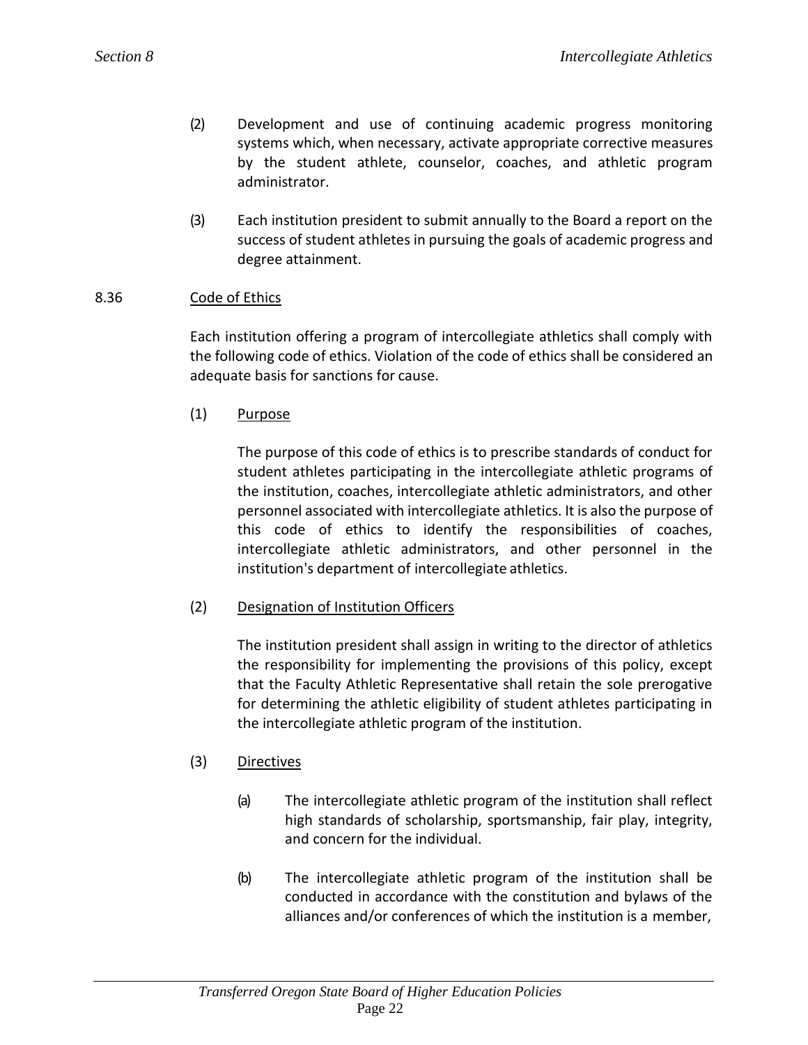(2) Development and use of continuing academic progress monitoring systems which, when necessary, activate appropriate corrective measures by the student athlete, counselor, coaches, and athletic program administrator.

(3) Each institution president to submit annually to the Board a report on the success of student athletes in pursuing the goals of academic progress and degree attainment.

8.36 Code of Ethics

Each institution offering a program of intercollegiate athletics shall comply with the following code of ethics. Violation of the code of ethics shall be considered an adequate basis for sanctions for cause.

(1) Purpose

The purpose of this code of ethics is to prescribe standards of conduct for student athletes participating in the intercollegiate athletic programs of the institution, coaches, intercollegiate athletic administrators, and other personnel associated with intercollegiate athletics. It is also the purpose of this code of ethics to identify the responsibilities of coaches, intercollegiate athletic administrators, and other personnel in the institution's department of intercollegiate athletics.

(2) Designation of Institution Officers

The institution president shall assign in writing to the director of athletics the responsibility for implementing the provisions of this policy, except that the Faculty Athletic Representative shall retain the sole prerogative for determining the athletic eligibility of student athletes participating in the intercollegiate athletic program of the institution.

(3) Directives

(a) The intercollegiate athletic program of the institution shall reflect high standards of scholarship, sportsmanship, fair play, integrity, and concern for the individual.

(b) The intercollegiate athletic program of the institution shall be conducted in accordance with the constitution and bylaws of the alliances and/or conferences of which the institution is a member,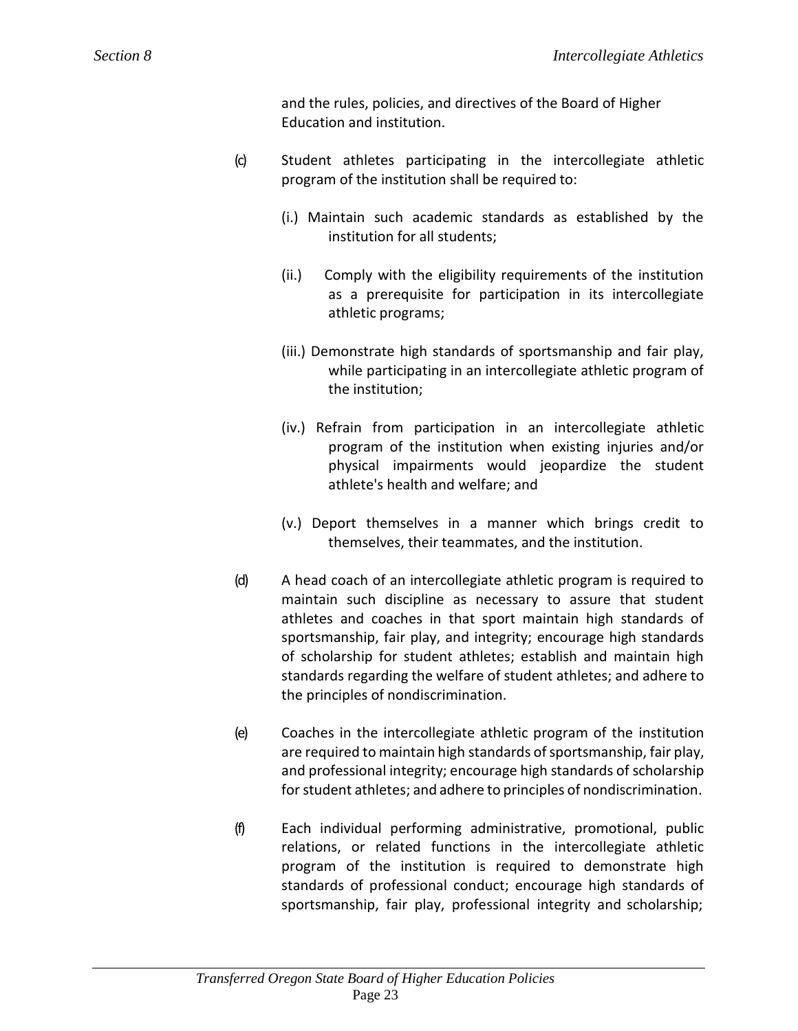and the rules, policies, and directives of the Board of Higher Education and institution.

(c) Student athletes participating in the intercollegiate athletic program of the institution shall be required to:

(i.) Maintain such academic standards as established by the institution for all students;

(ii.) Comply with the eligibility requirements of the institution as a prerequisite for participation in its intercollegiate athletic programs;

(iii.) Demonstrate high standards of sportsmanship and fair play, while participating in an intercollegiate athletic program of the institution;

(iv.) Refrain from participation in an intercollegiate athletic program of the institution when existing injuries and/or physical impairments would jeopardize the student athlete's health and welfare; and

(v.) Deport themselves in a manner which brings credit to themselves, their teammates, and the institution.

(d) A head coach of an intercollegiate athletic program is required to maintain such discipline as necessary to assure that student athletes and coaches in that sport maintain high standards of sportsmanship, fair play, and integrity; encourage high standards of scholarship for student athletes; establish and maintain high standards regarding the welfare of student athletes; and adhere to the principles of nondiscrimination.

(e) Coaches in the intercollegiate athletic program of the institution are required to maintain high standards of sportsmanship, fair play, and professional integrity; encourage high standards of scholarship for student athletes; and adhere to principles of nondiscrimination.

(f) Each individual performing administrative, promotional, public relations, or related functions in the intercollegiate athletic program of the institution is required to demonstrate high standards of professional conduct; encourage high standards of sportsmanship, fair play, professional integrity and scholarship;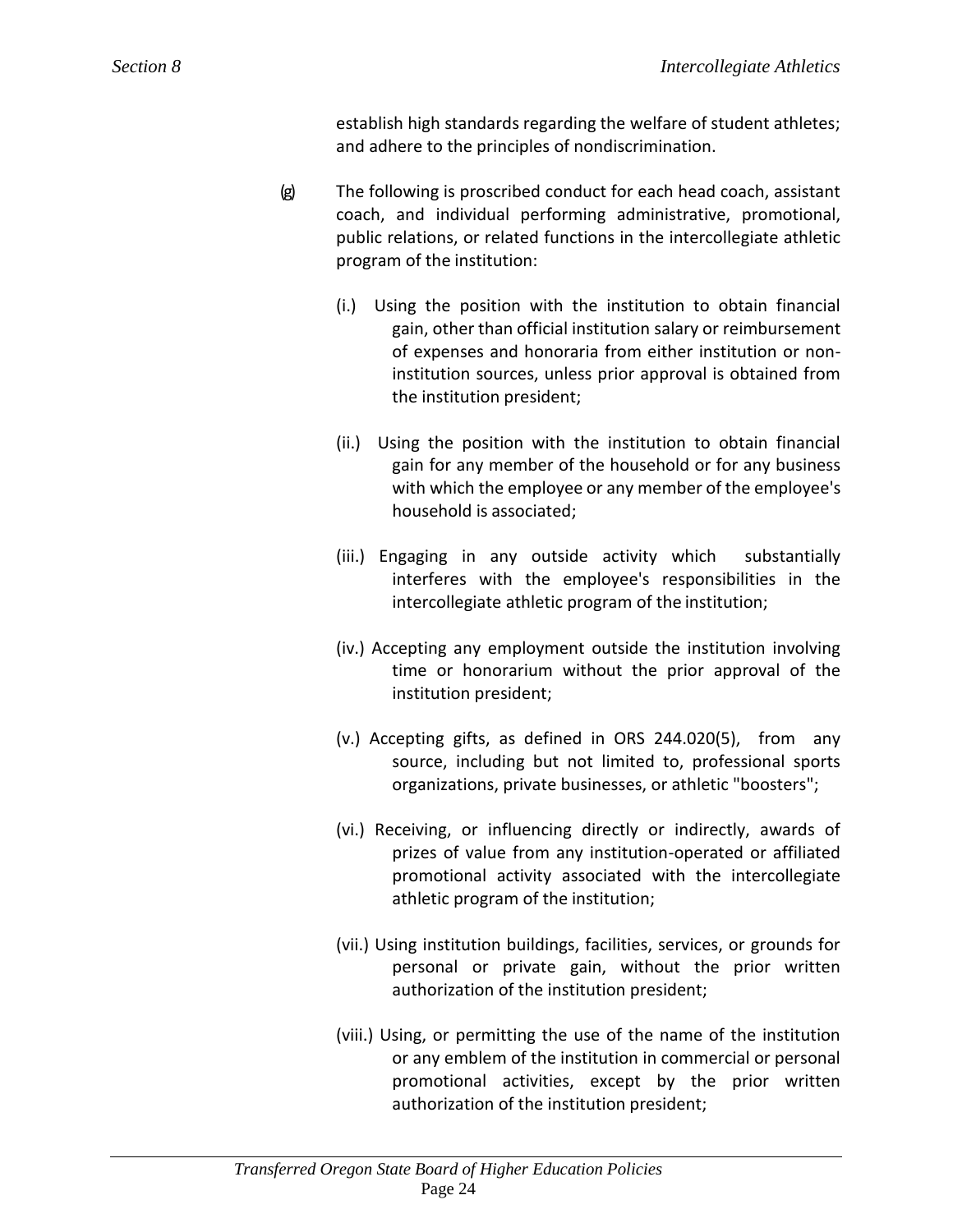establish high standards regarding the welfare of student athletes; and adhere to the principles of nondiscrimination.

(g) The following is proscribed conduct for each head coach, assistant coach, and individual performing administrative, promotional, public relations, or related functions in the intercollegiate athletic program of the institution:

(i.) Using the position with the institution to obtain financial gain, other than official institution salary or reimbursement of expenses and honoraria from either institution or non-institution sources, unless prior approval is obtained from the institution president;

(ii.) Using the position with the institution to obtain financial gain for any member of the household or for any business with which the employee or any member of the employee's household is associated;

(iii.) Engaging in any outside activity which substantially interferes with the employee's responsibilities in the intercollegiate athletic program of the institution;

(iv.) Accepting any employment outside the institution involving time or honorarium without the prior approval of the institution president;

(v.) Accepting gifts, as defined in ORS 244.020(5), from any source, including but not limited to, professional sports organizations, private businesses, or athletic "boosters";

(vi.) Receiving, or influencing directly or indirectly, awards of prizes of value from any institution-operated or affiliated promotional activity associated with the intercollegiate athletic program of the institution;

(vii.) Using institution buildings, facilities, services, or grounds for personal or private gain, without the prior written authorization of the institution president;

(viii.) Using, or permitting the use of the name of the institution or any emblem of the institution in commercial or personal promotional activities, except by the prior written authorization of the institution president;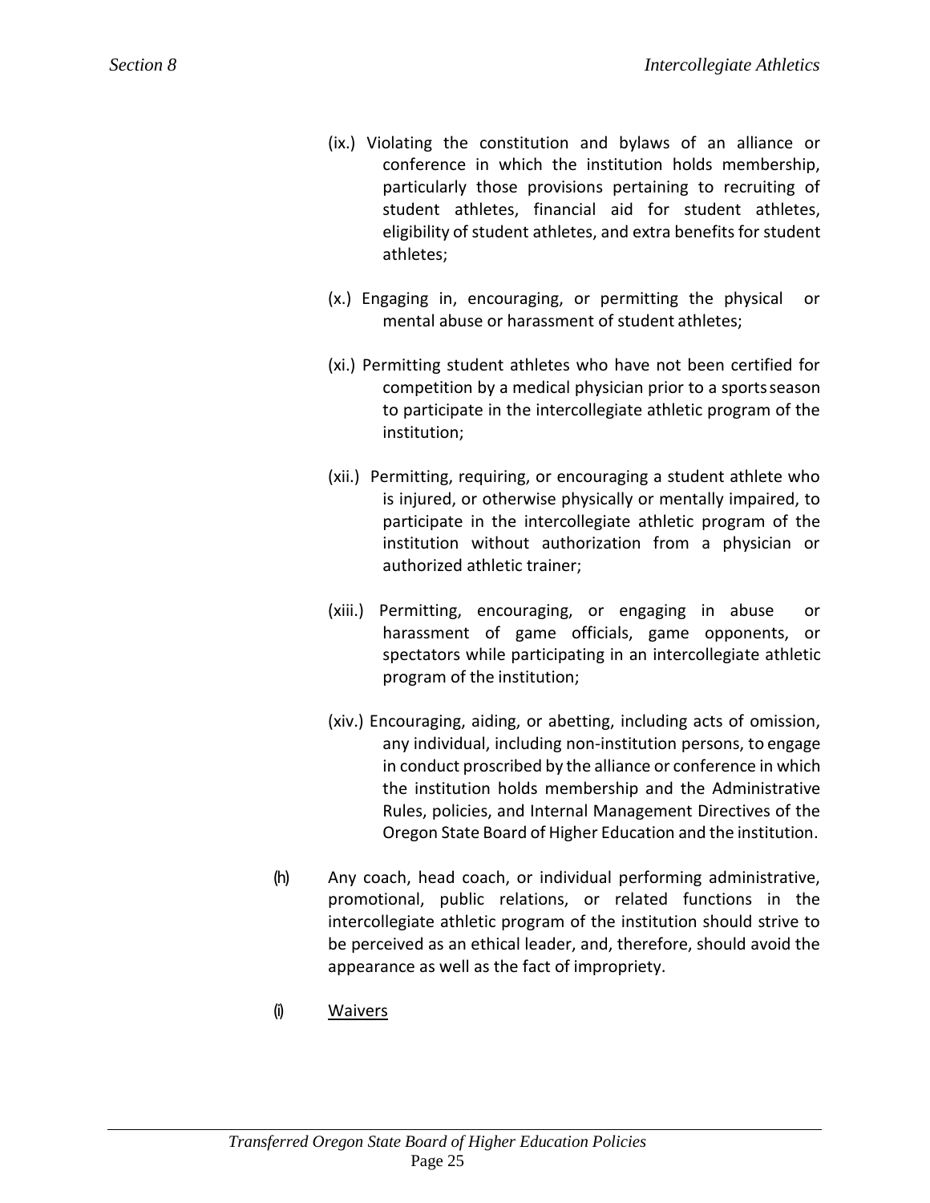(ix.) Violating the constitution and bylaws of an alliance or conference in which the institution holds membership, particularly those provisions pertaining to recruiting of student athletes, financial aid for student athletes, eligibility of student athletes, and extra benefits for student athletes;

(x.) Engaging in, encouraging, or permitting the physical or mental abuse or harassment of student athletes;

(xi.) Permitting student athletes who have not been certified for competition by a medical physician prior to a sports season to participate in the intercollegiate athletic program of the institution;

(xii.) Permitting, requiring, or encouraging a student athlete who is injured, or otherwise physically or mentally impaired, to participate in the intercollegiate athletic program of the institution without authorization from a physician or authorized athletic trainer;

(xiii.) Permitting, encouraging, or engaging in abuse or harassment of game officials, game opponents, or spectators while participating in an intercollegiate athletic program of the institution;

(xiv.) Encouraging, aiding, or abetting, including acts of omission, any individual, including non-institution persons, to engage in conduct proscribed by the alliance or conference in which the institution holds membership and the Administrative Rules, policies, and Internal Management Directives of the Oregon State Board of Higher Education and the institution.

(h) Any coach, head coach, or individual performing administrative, promotional, public relations, or related functions in the intercollegiate athletic program of the institution should strive to be perceived as an ethical leader, and, therefore, should avoid the appearance as well as the fact of impropriety.

(i) Waivers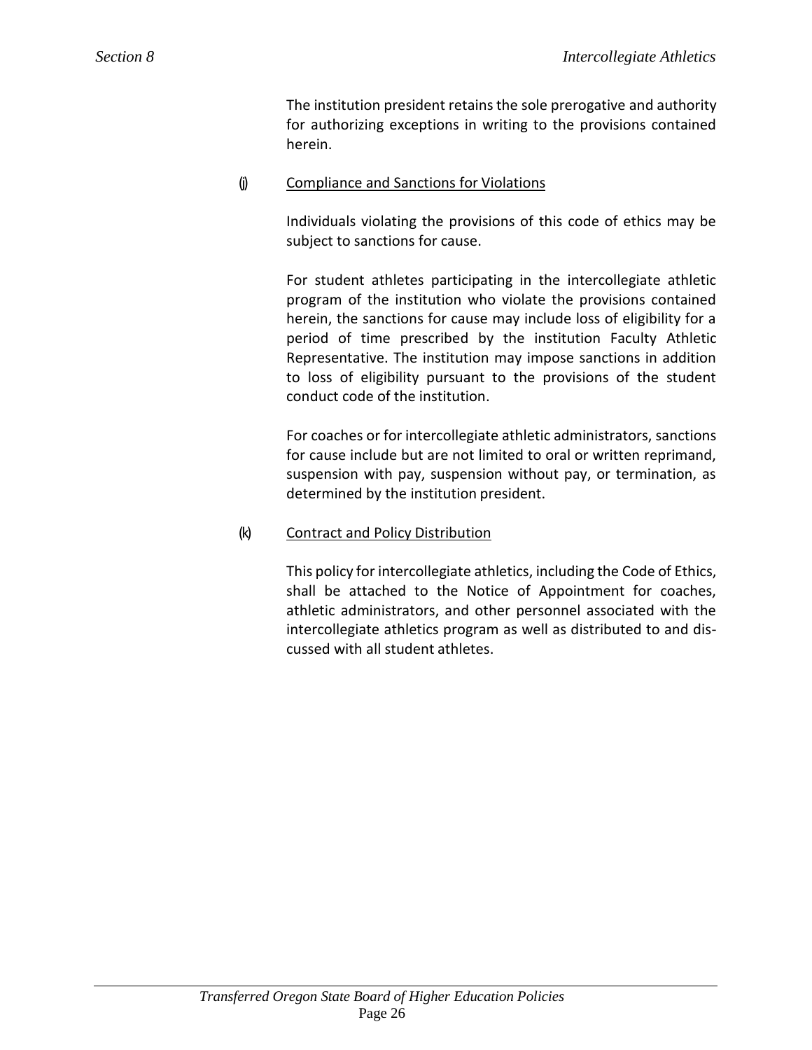The institution president retains the sole prerogative and authority for authorizing exceptions in writing to the provisions contained herein.

(j) Compliance and Sanctions for Violations

Individuals violating the provisions of this code of ethics may be subject to sanctions for cause.

For student athletes participating in the intercollegiate athletic program of the institution who violate the provisions contained herein, the sanctions for cause may include loss of eligibility for a period of time prescribed by the institution Faculty Athletic Representative. The institution may impose sanctions in addition to loss of eligibility pursuant to the provisions of the student conduct code of the institution.

For coaches or for intercollegiate athletic administrators, sanctions for cause include but are not limited to oral or written reprimand, suspension with pay, suspension without pay, or termination, as determined by the institution president.

(k) Contract and Policy Distribution

This policy for intercollegiate athletics, including the Code of Ethics, shall be attached to the Notice of Appointment for coaches, athletic administrators, and other personnel associated with the intercollegiate athletics program as well as distributed to and discussed with all student athletes.